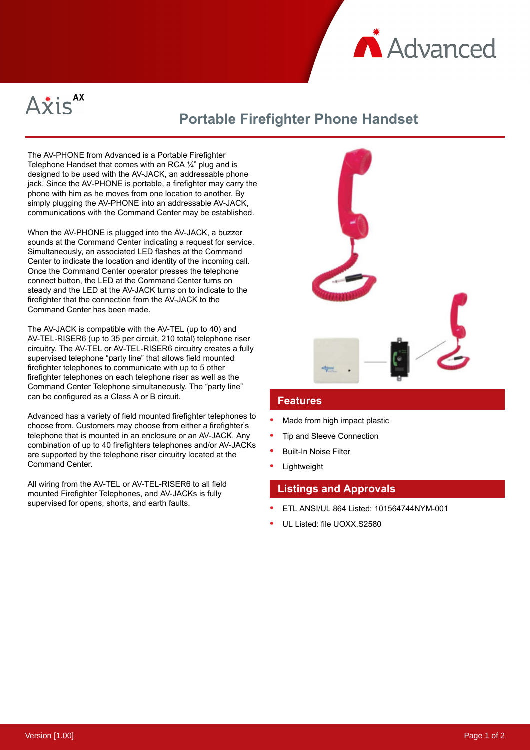Axis AX

# Portable Firefighter Phone Handset

The AV-PHONE from Advanced is a Portable Firefighter Telephone Handset that comes with an RCA ¼" plug and is designed to be used with the AV-JACK, an addressable phone jack. Since the AV-PHONE is portable, a firefighter may carry the phone with him as he moves from one location to another. By simply plugging the AV-PHONE into an addressable AV-JACK, communications with the Command Center may be established.

When the AV-PHONE is plugged into the AV-JACK, a buzzer sounds at the Command Center indicating a request for service. Simultaneously, an associated LED flashes at the Command Center to indicate the location and identity of the incoming call. Once the Command Center operator presses the telephone connect button, the LED at the Command Center turns on steady and the LED at the AV-JACK turns on to indicate to the firefighter that the connection from the AV-JACK to the Command Center has been made.

The AV-JACK is compatible with the AV-TEL (up to 40) and AV-TEL-RISER6 (up to 35 per circuit, 210 total) telephone riser circuitry. The AV-TEL or AV-TEL-RISER6 circuitry creates a fully supervised telephone "party line" that allows field mounted firefighter telephones to communicate with up to 5 other firefighter telephones on each telephone riser as well as the Command Center Telephone simultaneously. The "party line" can be configured as a Class A or B circuit.

Advanced has a variety of field mounted firefighter telephones to choose from. Customers may choose from either a firefighter's telephone that is mounted in an enclosure or an AV-JACK. Any combination of up to 40 firefighters telephones and/or AV-JACKs are supported by the telephone riser circuitry located at the Command Center.

All wiring from the AV-TEL or AV-TEL-RISER6 to all field mounted Firefighter Telephones, and AV-JACKs is fully supervised for opens, shorts, and earth faults.

## Features

- Made from high impact plastic
- Tip and Sleeve Connection
- Built-In Noise Filter
- Lightweight

## Listings and Approvals

- ETL ANSI/UL 864 Listed: 101564744NYM-001
- UL Listed: file UOXX.S2580

Version [1.00]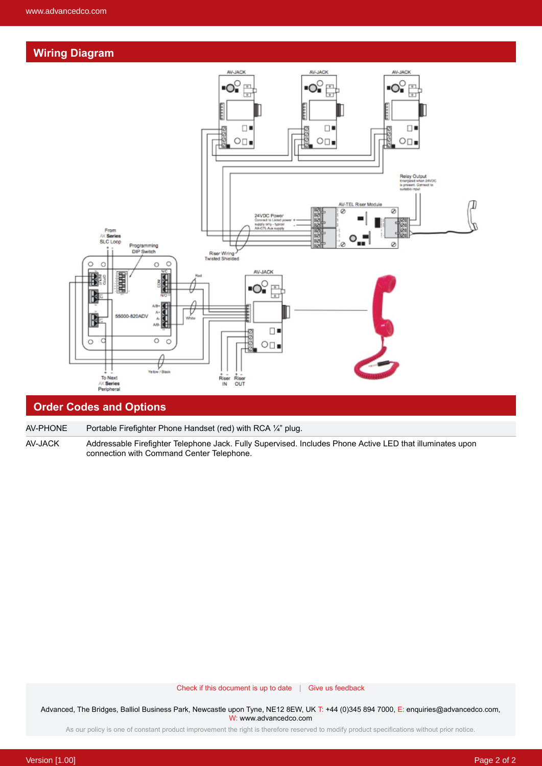## Wiring Diagram

AV-JACK

AV-JACK

AV-JACK

Relay Output
Energized when 24VDC is present. Connect to suitable input

AV-TEL Riser Module

24VDC Power
Connect to Listed power supply only - typical AX-CTL Aux supply

From AX Series SLC Loop

Programming DIP Switch

Riser Wiring Twisted Shielded

AV-JACK

55000-820ADV

Red

White

Yellow / Black

To Next AX Series Peripheral

Riser IN

Riser OUT

## Order Codes and Options

| | |
|---|---|
| AV-PHONE | Portable Firefighter Phone Handset (red) with RCA ¼” plug. |
| AV-JACK | Addressable Firefighter Telephone Jack. Fully Supervised. Includes Phone Active LED that illuminates upon connection with Command Center Telephone. |

Check if this document is up to date | Give us feedback

Advanced, The Bridges, Balliol Business Park, Newcastle upon Tyne, NE12 8EW, UK T: +44 (0)345 894 7000, E: enquiries@advancedco.com, W: www.advancedco.com

As our policy is one of constant product improvement the right is therefore reserved to modify product specifications without prior notice.

Version [1.00]